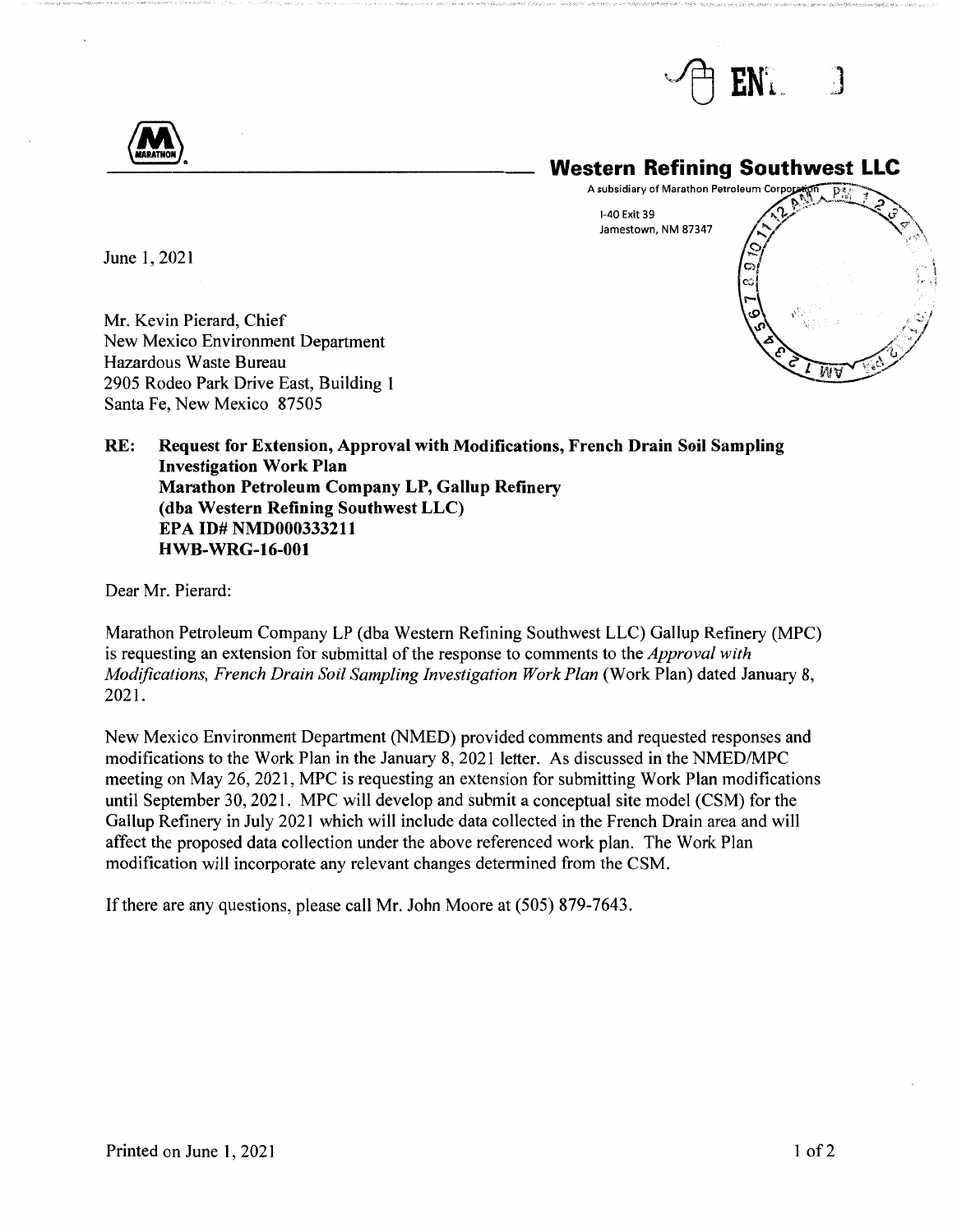**Western Refining Southwest LLC**

A subsidiary of Marathon Petroleum Corporation

I-40 Exit 39
Jamestown, NM 87347

June 1, 2021

Mr. Kevin Pierard, Chief
New Mexico Environment Department
Hazardous Waste Bureau
2905 Rodeo Park Drive East, Building 1
Santa Fe, New Mexico 87505

**RE: Request for Extension, Approval with Modifications, French Drain Soil Sampling Investigation Work Plan**
**Marathon Petroleum Company LP, Gallup Refinery**
**(dba Western Refining Southwest LLC)**
**EPA ID# NMD000333211**
**HWB-WRG-16-001**

Dear Mr. Pierard:

Marathon Petroleum Company LP (dba Western Refining Southwest LLC) Gallup Refinery (MPC) is requesting an extension for submittal of the response to comments to the *Approval with Modifications, French Drain Soil Sampling Investigation Work Plan* (Work Plan) dated January 8, 2021.

New Mexico Environment Department (NMED) provided comments and requested responses and modifications to the Work Plan in the January 8, 2021 letter. As discussed in the NMED/MPC meeting on May 26, 2021, MPC is requesting an extension for submitting Work Plan modifications until September 30, 2021. MPC will develop and submit a conceptual site model (CSM) for the Gallup Refinery in July 2021 which will include data collected in the French Drain area and will affect the proposed data collection under the above referenced work plan. The Work Plan modification will incorporate any relevant changes determined from the CSM.

If there are any questions, please call Mr. John Moore at (505) 879-7643.

Printed on June 1, 2021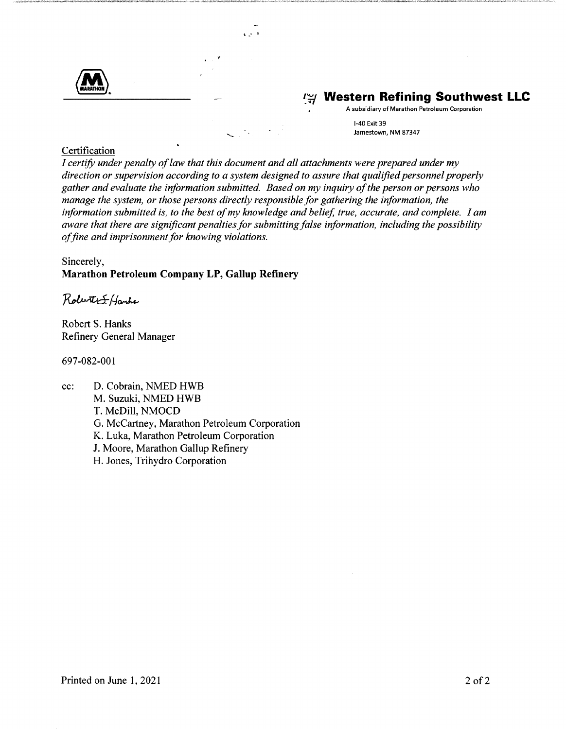**Western Refining Southwest LLC**
A subsidiary of Marathon Petroleum Corporation

I-40 Exit 39
Jamestown, NM 87347

Certification

*I certify under penalty of law that this document and all attachments were prepared under my direction or supervision according to a system designed to assure that qualified personnel properly gather and evaluate the information submitted. Based on my inquiry of the person or persons who manage the system, or those persons directly responsible for gathering the information, the information submitted is, to the best of my knowledge and belief, true, accurate, and complete. I am aware that there are significant penalties for submitting false information, including the possibility of fine and imprisonment for knowing violations.*

Sincerely,
**Marathon Petroleum Company LP, Gallup Refinery**

Robert S. Hanks

Robert S. Hanks
Refinery General Manager

697-082-001

cc: D. Cobrain, NMED HWB
M. Suzuki, NMED HWB
T. McDill, NMOCD
G. McCartney, Marathon Petroleum Corporation
K. Luka, Marathon Petroleum Corporation
J. Moore, Marathon Gallup Refinery
H. Jones, Trihydro Corporation

Printed on June 1, 2021